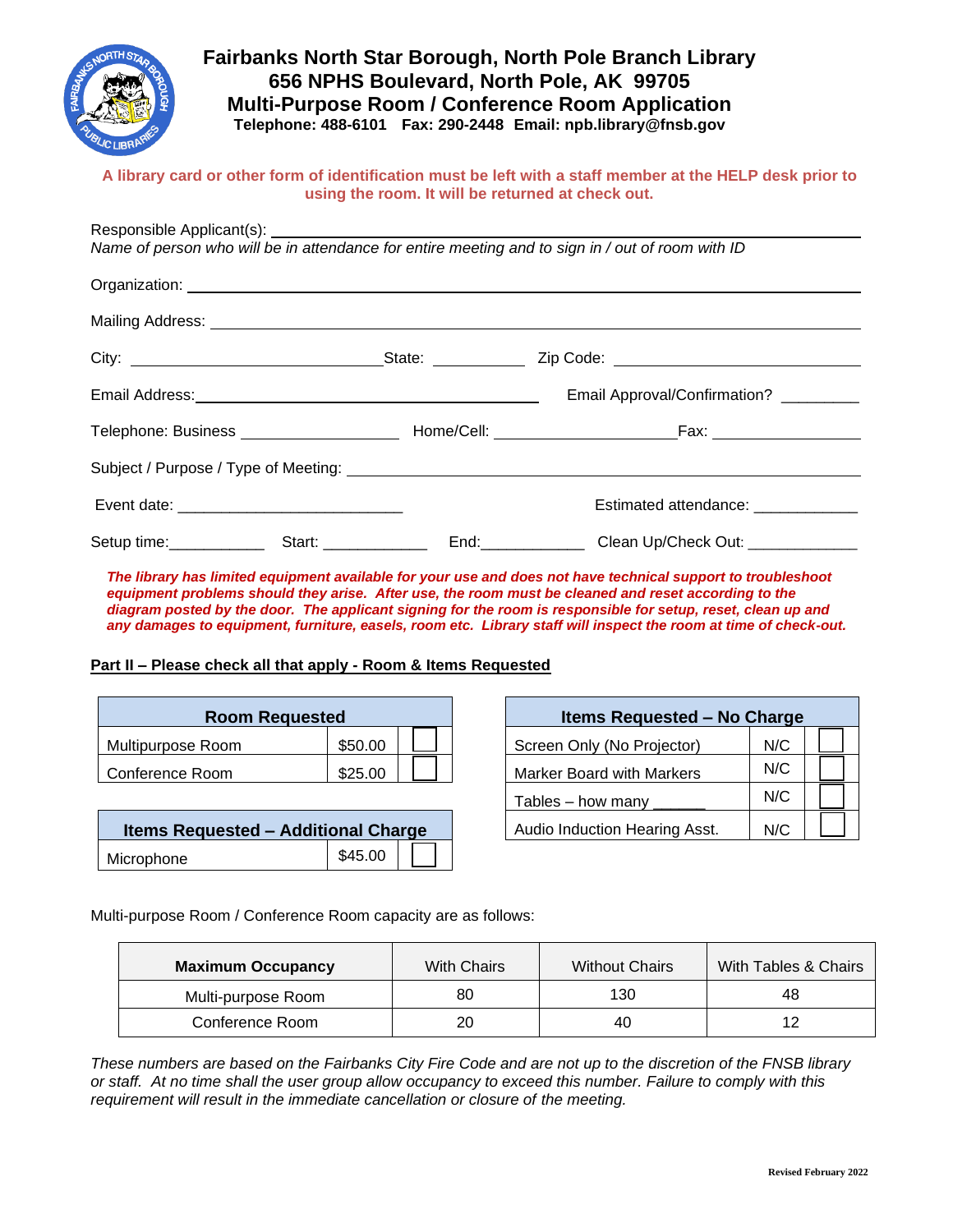# Fairbanks North Star Borough, North Pole Branch Library

**656 NPHS Boulevard, North Pole, AK 99705**

**Multi-Purpose Room / Conference Room Application**

**Telephone: 488-6101 Fax: 290-2448 Email: npb.library@fnsb.gov**

**A library card or other form of identification must be left with a staff member at the HELP desk prior to using the room. It will be returned at check out.**

Responsible Applicant(s): ______________________________

*Name of person who will be in attendance for entire meeting and to sign in / out of room with ID*

Organization: ______________________________

Mailing Address: ______________________________

City: ______________ State: __________ Zip Code: ______________

Email Address: ______________________ Email Approval/Confirmation? _________

Telephone: Business ______________ Home/Cell: ______________ Fax: ______________

Subject / Purpose / Type of Meeting: ______________________________

Event date: ______________________ Estimated attendance: ____________

Setup time:___________ Start: ____________ End:____________ Clean Up/Check Out: ____________

***The library has limited equipment available for your use and does not have technical support to troubleshoot equipment problems should they arise. After use, the room must be cleaned and reset according to the diagram posted by the door. The applicant signing for the room is responsible for setup, reset, clean up and any damages to equipment, furniture, easels, room etc. Library staff will inspect the room at time of check-out.***

**Part II – Please check all that apply - Room & Items Requested**

| Room Requested | | |
|---|---|---|
| Multipurpose Room | $50.00 | ☐ |
| Conference Room | $25.00 | ☐ |

| Items Requested – Additional Charge | | |
|---|---|---|
| Microphone | $45.00 | ☐ |

| Items Requested – No Charge | | |
|---|---|---|
| Screen Only (No Projector) | N/C | ☐ |
| Marker Board with Markers | N/C | ☐ |
| Tables – how many ______ | N/C | ☐ |
| Audio Induction Hearing Asst. | N/C | ☐ |

Multi-purpose Room / Conference Room capacity are as follows:

| Maximum Occupancy | With Chairs | Without Chairs | With Tables & Chairs |
|---|---|---|---|
| Multi-purpose Room | 80 | 130 | 48 |
| Conference Room | 20 | 40 | 12 |

*These numbers are based on the Fairbanks City Fire Code and are not up to the discretion of the FNSB library or staff. At no time shall the user group allow occupancy to exceed this number. Failure to comply with this requirement will result in the immediate cancellation or closure of the meeting.*

Revised February 2022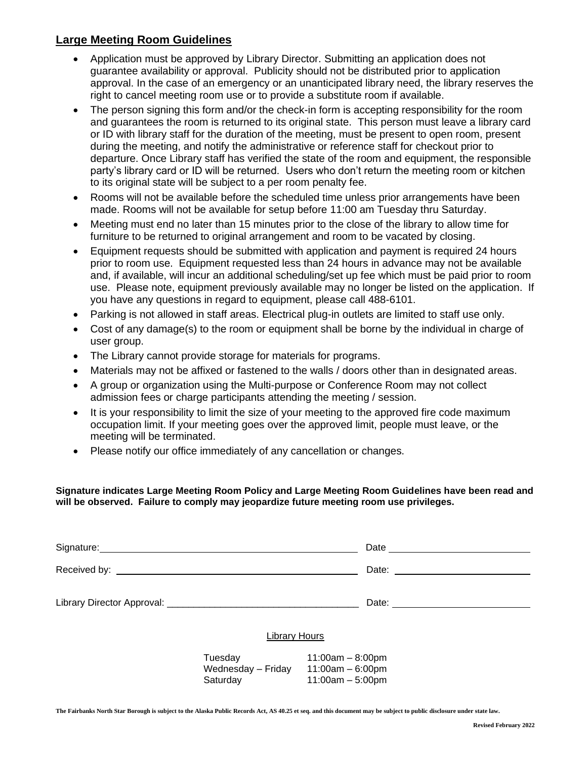## Large Meeting Room Guidelines

- Application must be approved by Library Director. Submitting an application does not guarantee availability or approval. Publicity should not be distributed prior to application approval. In the case of an emergency or an unanticipated library need, the library reserves the right to cancel meeting room use or to provide a substitute room if available.
- The person signing this form and/or the check-in form is accepting responsibility for the room and guarantees the room is returned to its original state. This person must leave a library card or ID with library staff for the duration of the meeting, must be present to open room, present during the meeting, and notify the administrative or reference staff for checkout prior to departure. Once Library staff has verified the state of the room and equipment, the responsible party's library card or ID will be returned. Users who don't return the meeting room or kitchen to its original state will be subject to a per room penalty fee.
- Rooms will not be available before the scheduled time unless prior arrangements have been made. Rooms will not be available for setup before 11:00 am Tuesday thru Saturday.
- Meeting must end no later than 15 minutes prior to the close of the library to allow time for furniture to be returned to original arrangement and room to be vacated by closing.
- Equipment requests should be submitted with application and payment is required 24 hours prior to room use. Equipment requested less than 24 hours in advance may not be available and, if available, will incur an additional scheduling/set up fee which must be paid prior to room use. Please note, equipment previously available may no longer be listed on the application. If you have any questions in regard to equipment, please call 488-6101.
- Parking is not allowed in staff areas. Electrical plug-in outlets are limited to staff use only.
- Cost of any damage(s) to the room or equipment shall be borne by the individual in charge of user group.
- The Library cannot provide storage for materials for programs.
- Materials may not be affixed or fastened to the walls / doors other than in designated areas.
- A group or organization using the Multi-purpose or Conference Room may not collect admission fees or charge participants attending the meeting / session.
- It is your responsibility to limit the size of your meeting to the approved fire code maximum occupation limit. If your meeting goes over the approved limit, people must leave, or the meeting will be terminated.
- Please notify our office immediately of any cancellation or changes.

**Signature indicates Large Meeting Room Policy and Large Meeting Room Guidelines have been read and will be observed. Failure to comply may jeopardize future meeting room use privileges.**

Signature: ______________________________ Date ______________

Received by: ______________________________ Date: ______________

Library Director Approval: ______________________________ Date: ______________

Library Hours

| | |
|---|---|
| Tuesday | 11:00am – 8:00pm |
| Wednesday – Friday | 11:00am – 6:00pm |
| Saturday | 11:00am – 5:00pm |

**The Fairbanks North Star Borough is subject to the Alaska Public Records Act, AS 40.25 et seq. and this document may be subject to public disclosure under state law.**

**Revised February 2022**